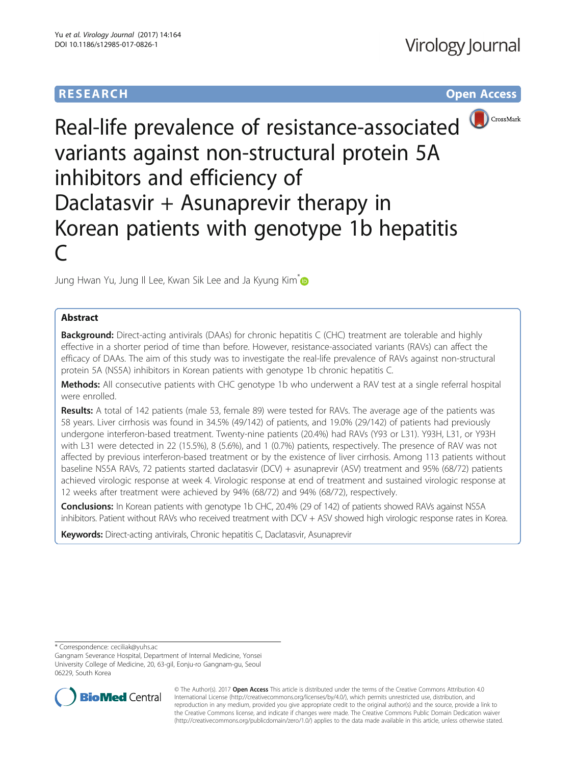RESEARCH Open Access

# Real-life prevalence of resistance-associated variants against non-structural protein 5A inhibitors and efficiency of Daclatasvir + Asunaprevir therapy in Korean patients with genotype 1b hepatitis C

Jung Hwan Yu, Jung Il Lee, Kwan Sik Lee and Ja Kyung Kim*

## Abstract

**Background:** Direct-acting antivirals (DAAs) for chronic hepatitis C (CHC) treatment are tolerable and highly effective in a shorter period of time than before. However, resistance-associated variants (RAVs) can affect the efficacy of DAAs. The aim of this study was to investigate the real-life prevalence of RAVs against non-structural protein 5A (NS5A) inhibitors in Korean patients with genotype 1b chronic hepatitis C.

**Methods:** All consecutive patients with CHC genotype 1b who underwent a RAV test at a single referral hospital were enrolled.

**Results:** A total of 142 patients (male 53, female 89) were tested for RAVs. The average age of the patients was 58 years. Liver cirrhosis was found in 34.5% (49/142) of patients, and 19.0% (29/142) of patients had previously undergone interferon-based treatment. Twenty-nine patients (20.4%) had RAVs (Y93 or L31). Y93H, L31, or Y93H with L31 were detected in 22 (15.5%), 8 (5.6%), and 1 (0.7%) patients, respectively. The presence of RAV was not affected by previous interferon-based treatment or by the existence of liver cirrhosis. Among 113 patients without baseline NS5A RAVs, 72 patients started daclatasvir (DCV) + asunaprevir (ASV) treatment and 95% (68/72) patients achieved virologic response at week 4. Virologic response at end of treatment and sustained virologic response at 12 weeks after treatment were achieved by 94% (68/72) and 94% (68/72), respectively.

**Conclusions:** In Korean patients with genotype 1b CHC, 20.4% (29 of 142) of patients showed RAVs against NS5A inhibitors. Patient without RAVs who received treatment with DCV + ASV showed high virologic response rates in Korea.

**Keywords:** Direct-acting antivirals, Chronic hepatitis C, Daclatasvir, Asunaprevir

---

* Correspondence: ceciliak@yuhs.ac
Gangnam Severance Hospital, Department of Internal Medicine, Yonsei University College of Medicine, 20, 63-gil, Eonju-ro Gangnam-gu, Seoul 06229, South Korea

© The Author(s). 2017 **Open Access** This article is distributed under the terms of the Creative Commons Attribution 4.0 International License (http://creativecommons.org/licenses/by/4.0/), which permits unrestricted use, distribution, and reproduction in any medium, provided you give appropriate credit to the original author(s) and the source, provide a link to the Creative Commons license, and indicate if changes were made. The Creative Commons Public Domain Dedication waiver (http://creativecommons.org/publicdomain/zero/1.0/) applies to the data made available in this article, unless otherwise stated.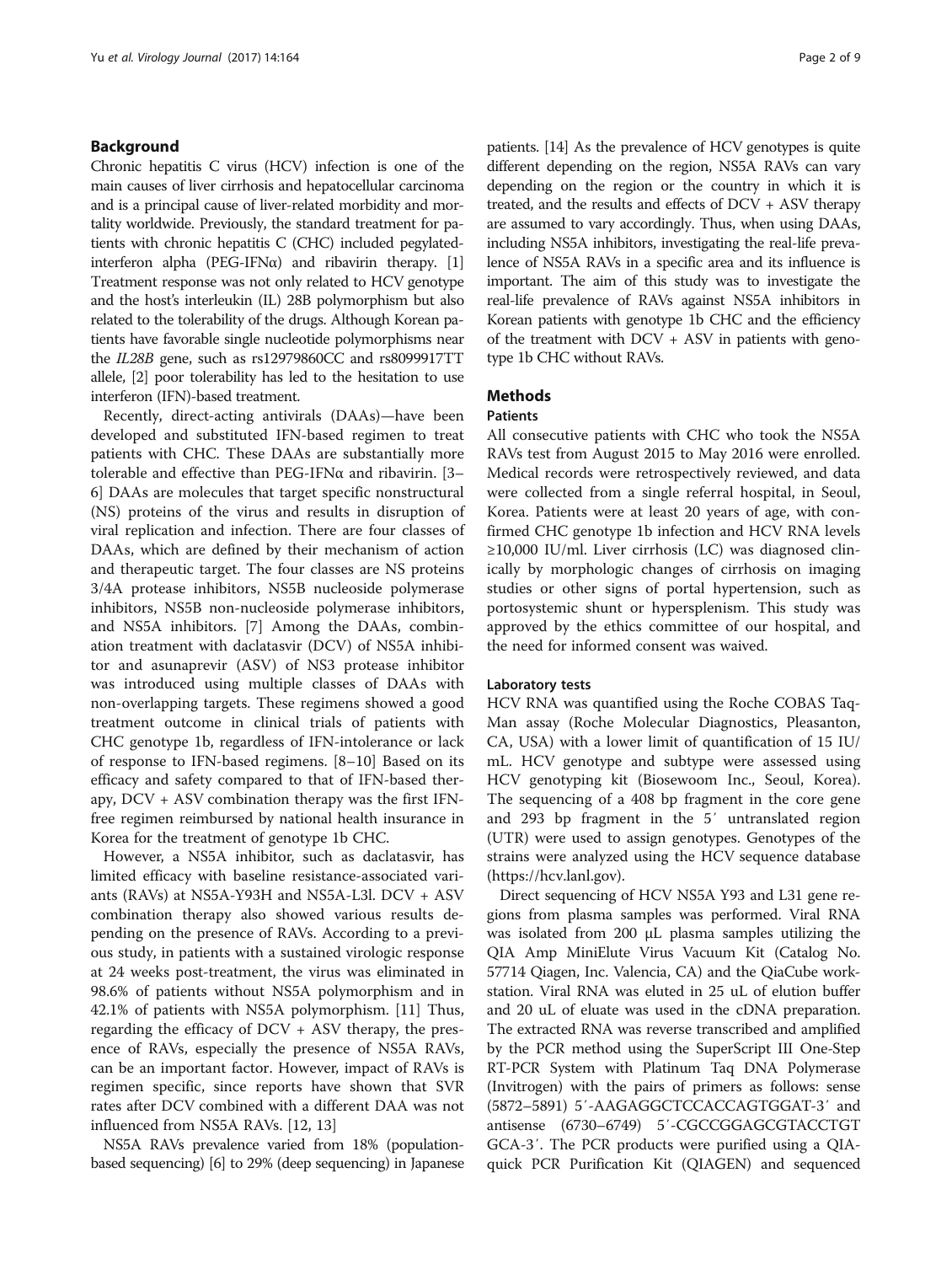## Background

Chronic hepatitis C virus (HCV) infection is one of the main causes of liver cirrhosis and hepatocellular carcinoma and is a principal cause of liver-related morbidity and mortality worldwide. Previously, the standard treatment for patients with chronic hepatitis C (CHC) included pegylated-interferon alpha (PEG-IFNα) and ribavirin therapy. [1] Treatment response was not only related to HCV genotype and the host's interleukin (IL) 28B polymorphism but also related to the tolerability of the drugs. Although Korean patients have favorable single nucleotide polymorphisms near the *IL28B* gene, such as rs12979860CC and rs8099917TT allele, [2] poor tolerability has led to the hesitation to use interferon (IFN)-based treatment.

Recently, direct-acting antivirals (DAAs)—have been developed and substituted IFN-based regimen to treat patients with CHC. These DAAs are substantially more tolerable and effective than PEG-IFNα and ribavirin. [3–6] DAAs are molecules that target specific nonstructural (NS) proteins of the virus and results in disruption of viral replication and infection. There are four classes of DAAs, which are defined by their mechanism of action and therapeutic target. The four classes are NS proteins 3/4A protease inhibitors, NS5B nucleoside polymerase inhibitors, NS5B non-nucleoside polymerase inhibitors, and NS5A inhibitors. [7] Among the DAAs, combination treatment with daclatasvir (DCV) of NS5A inhibitor and asunaprevir (ASV) of NS3 protease inhibitor was introduced using multiple classes of DAAs with non-overlapping targets. These regimens showed a good treatment outcome in clinical trials of patients with CHC genotype 1b, regardless of IFN-intolerance or lack of response to IFN-based regimens. [8–10] Based on its efficacy and safety compared to that of IFN-based therapy, DCV + ASV combination therapy was the first IFN-free regimen reimbursed by national health insurance in Korea for the treatment of genotype 1b CHC.

However, a NS5A inhibitor, such as daclatasvir, has limited efficacy with baseline resistance-associated variants (RAVs) at NS5A-Y93H and NS5A-L3l. DCV + ASV combination therapy also showed various results depending on the presence of RAVs. According to a previous study, in patients with a sustained virologic response at 24 weeks post-treatment, the virus was eliminated in 98.6% of patients without NS5A polymorphism and in 42.1% of patients with NS5A polymorphism. [11] Thus, regarding the efficacy of DCV + ASV therapy, the presence of RAVs, especially the presence of NS5A RAVs, can be an important factor. However, impact of RAVs is regimen specific, since reports have shown that SVR rates after DCV combined with a different DAA was not influenced from NS5A RAVs. [12, 13]

NS5A RAVs prevalence varied from 18% (population-based sequencing) [6] to 29% (deep sequencing) in Japanese patients. [14] As the prevalence of HCV genotypes is quite different depending on the region, NS5A RAVs can vary depending on the region or the country in which it is treated, and the results and effects of DCV + ASV therapy are assumed to vary accordingly. Thus, when using DAAs, including NS5A inhibitors, investigating the real-life prevalence of NS5A RAVs in a specific area and its influence is important. The aim of this study was to investigate the real-life prevalence of RAVs against NS5A inhibitors in Korean patients with genotype 1b CHC and the efficiency of the treatment with DCV + ASV in patients with genotype 1b CHC without RAVs.

## Methods

### Patients

All consecutive patients with CHC who took the NS5A RAVs test from August 2015 to May 2016 were enrolled. Medical records were retrospectively reviewed, and data were collected from a single referral hospital, in Seoul, Korea. Patients were at least 20 years of age, with confirmed CHC genotype 1b infection and HCV RNA levels ≥10,000 IU/ml. Liver cirrhosis (LC) was diagnosed clinically by morphologic changes of cirrhosis on imaging studies or other signs of portal hypertension, such as portosystemic shunt or hypersplenism. This study was approved by the ethics committee of our hospital, and the need for informed consent was waived.

### Laboratory tests

HCV RNA was quantified using the Roche COBAS TaqMan assay (Roche Molecular Diagnostics, Pleasanton, CA, USA) with a lower limit of quantification of 15 IU/mL. HCV genotype and subtype were assessed using HCV genotyping kit (Biosewoom Inc., Seoul, Korea). The sequencing of a 408 bp fragment in the core gene and 293 bp fragment in the 5′ untranslated region (UTR) were used to assign genotypes. Genotypes of the strains were analyzed using the HCV sequence database (https://hcv.lanl.gov).

Direct sequencing of HCV NS5A Y93 and L31 gene regions from plasma samples was performed. Viral RNA was isolated from 200 μL plasma samples utilizing the QIA Amp MiniElute Virus Vacuum Kit (Catalog No. 57714 Qiagen, Inc. Valencia, CA) and the QiaCube workstation. Viral RNA was eluted in 25 uL of elution buffer and 20 uL of eluate was used in the cDNA preparation. The extracted RNA was reverse transcribed and amplified by the PCR method using the SuperScript III One-Step RT-PCR System with Platinum Taq DNA Polymerase (Invitrogen) with the pairs of primers as follows: sense (5872–5891) 5′-AAGAGGCTCCACCAGTGGAT-3′ and antisense (6730–6749) 5′-CGCCGGAGCGTACCTGT GCA-3′. The PCR products were purified using a QIAquick PCR Purification Kit (QIAGEN) and sequenced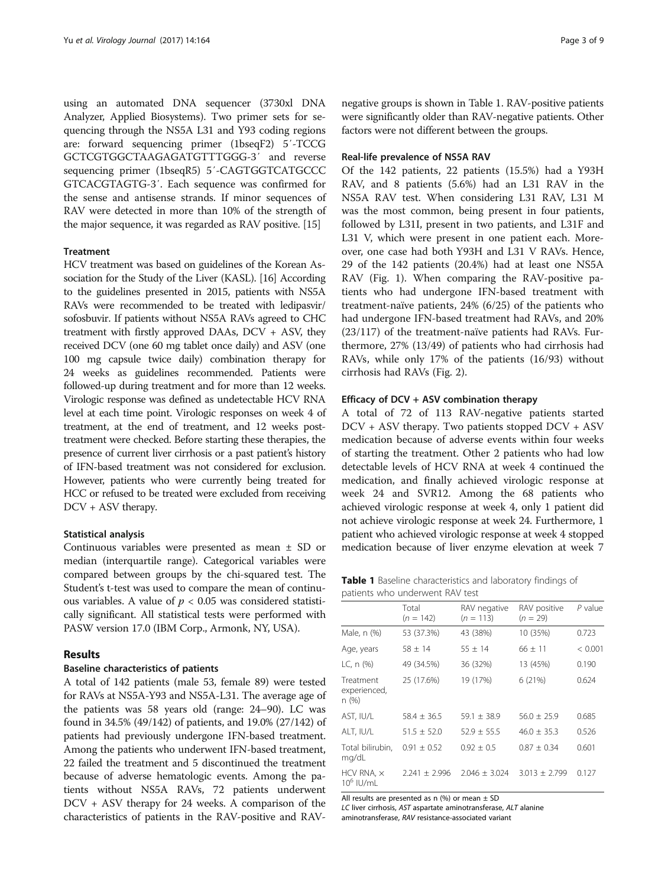using an automated DNA sequencer (3730xl DNA Analyzer, Applied Biosystems). Two primer sets for sequencing through the NS5A L31 and Y93 coding regions are: forward sequencing primer (1bseqF2) 5′-TCCG GCTCGTGGCTAAGAGATGTTTGGG-3′ and reverse sequencing primer (1bseqR5) 5′-CAGTGGTCATGCCC GTCACGTAGTG-3′. Each sequence was confirmed for the sense and antisense strands. If minor sequences of RAV were detected in more than 10% of the strength of the major sequence, it was regarded as RAV positive. [15]

### Treatment

HCV treatment was based on guidelines of the Korean Association for the Study of the Liver (KASL). [16] According to the guidelines presented in 2015, patients with NS5A RAVs were recommended to be treated with ledipasvir/sofosbuvir. If patients without NS5A RAVs agreed to CHC treatment with firstly approved DAAs, DCV + ASV, they received DCV (one 60 mg tablet once daily) and ASV (one 100 mg capsule twice daily) combination therapy for 24 weeks as guidelines recommended. Patients were followed-up during treatment and for more than 12 weeks. Virologic response was defined as undetectable HCV RNA level at each time point. Virologic responses on week 4 of treatment, at the end of treatment, and 12 weeks post-treatment were checked. Before starting these therapies, the presence of current liver cirrhosis or a past patient's history of IFN-based treatment was not considered for exclusion. However, patients who were currently being treated for HCC or refused to be treated were excluded from receiving DCV + ASV therapy.

### Statistical analysis

Continuous variables were presented as mean ± SD or median (interquartile range). Categorical variables were compared between groups by the chi-squared test. The Student's t-test was used to compare the mean of continuous variables. A value of $p < 0.05$ was considered statistically significant. All statistical tests were performed with PASW version 17.0 (IBM Corp., Armonk, NY, USA).

## Results

### Baseline characteristics of patients

A total of 142 patients (male 53, female 89) were tested for RAVs at NS5A-Y93 and NS5A-L31. The average age of the patients was 58 years old (range: 24–90). LC was found in 34.5% (49/142) of patients, and 19.0% (27/142) of patients had previously undergone IFN-based treatment. Among the patients who underwent IFN-based treatment, 22 failed the treatment and 5 discontinued the treatment because of adverse hematologic events. Among the patients without NS5A RAVs, 72 patients underwent DCV + ASV therapy for 24 weeks. A comparison of the characteristics of patients in the RAV-positive and RAV-negative groups is shown in Table 1. RAV-positive patients were significantly older than RAV-negative patients. Other factors were not different between the groups.

### Real-life prevalence of NS5A RAV

Of the 142 patients, 22 patients (15.5%) had a Y93H RAV, and 8 patients (5.6%) had an L31 RAV in the NS5A RAV test. When considering L31 RAV, L31 M was the most common, being present in four patients, followed by L31I, present in two patients, and L31F and L31 V, which were present in one patient each. Moreover, one case had both Y93H and L31 V RAVs. Hence, 29 of the 142 patients (20.4%) had at least one NS5A RAV (Fig. 1). When comparing the RAV-positive patients who had undergone IFN-based treatment with treatment-naïve patients, 24% (6/25) of the patients who had undergone IFN-based treatment had RAVs, and 20% (23/117) of the treatment-naïve patients had RAVs. Furthermore, 27% (13/49) of patients who had cirrhosis had RAVs, while only 17% of the patients (16/93) without cirrhosis had RAVs (Fig. 2).

### Efficacy of DCV + ASV combination therapy

A total of 72 of 113 RAV-negative patients started DCV + ASV therapy. Two patients stopped DCV + ASV medication because of adverse events within four weeks of starting the treatment. Other 2 patients who had low detectable levels of HCV RNA at week 4 continued the medication, and finally achieved virologic response at week 24 and SVR12. Among the 68 patients who achieved virologic response at week 4, only 1 patient did not achieve virologic response at week 24. Furthermore, 1 patient who achieved virologic response at week 4 stopped medication because of liver enzyme elevation at week 7

**Table 1** Baseline characteristics and laboratory findings of patients who underwent RAV test

| | Total ($n$ = 142) | RAV negative ($n$ = 113) | RAV positive ($n$ = 29) | *P* value |
|---|---|---|---|---|
| Male, n (%) | 53 (37.3%) | 43 (38%) | 10 (35%) | 0.723 |
| Age, years | 58 ± 14 | 55 ± 14 | 66 ± 11 | < 0.001 |
| LC, n (%) | 49 (34.5%) | 36 (32%) | 13 (45%) | 0.190 |
| Treatment experienced, n (%) | 25 (17.6%) | 19 (17%) | 6 (21%) | 0.624 |
| AST, IU/L | 58.4 ± 36.5 | 59.1 ± 38.9 | 56.0 ± 25.9 | 0.685 |
| ALT, IU/L | 51.5 ± 52.0 | 52.9 ± 55.5 | 46.0 ± 35.3 | 0.526 |
| Total bilirubin, mg/dL | 0.91 ± 0.52 | 0.92 ± 0.5 | 0.87 ± 0.34 | 0.601 |
| HCV RNA, × $10^6$ IU/mL | 2.241 ± 2.996 | 2.046 ± 3.024 | 3.013 ± 2.799 | 0.127 |

All results are presented as n (%) or mean ± SD

*LC* liver cirrhosis, *AST* aspartate aminotransferase, *ALT* alanine aminotransferase, *RAV* resistance-associated variant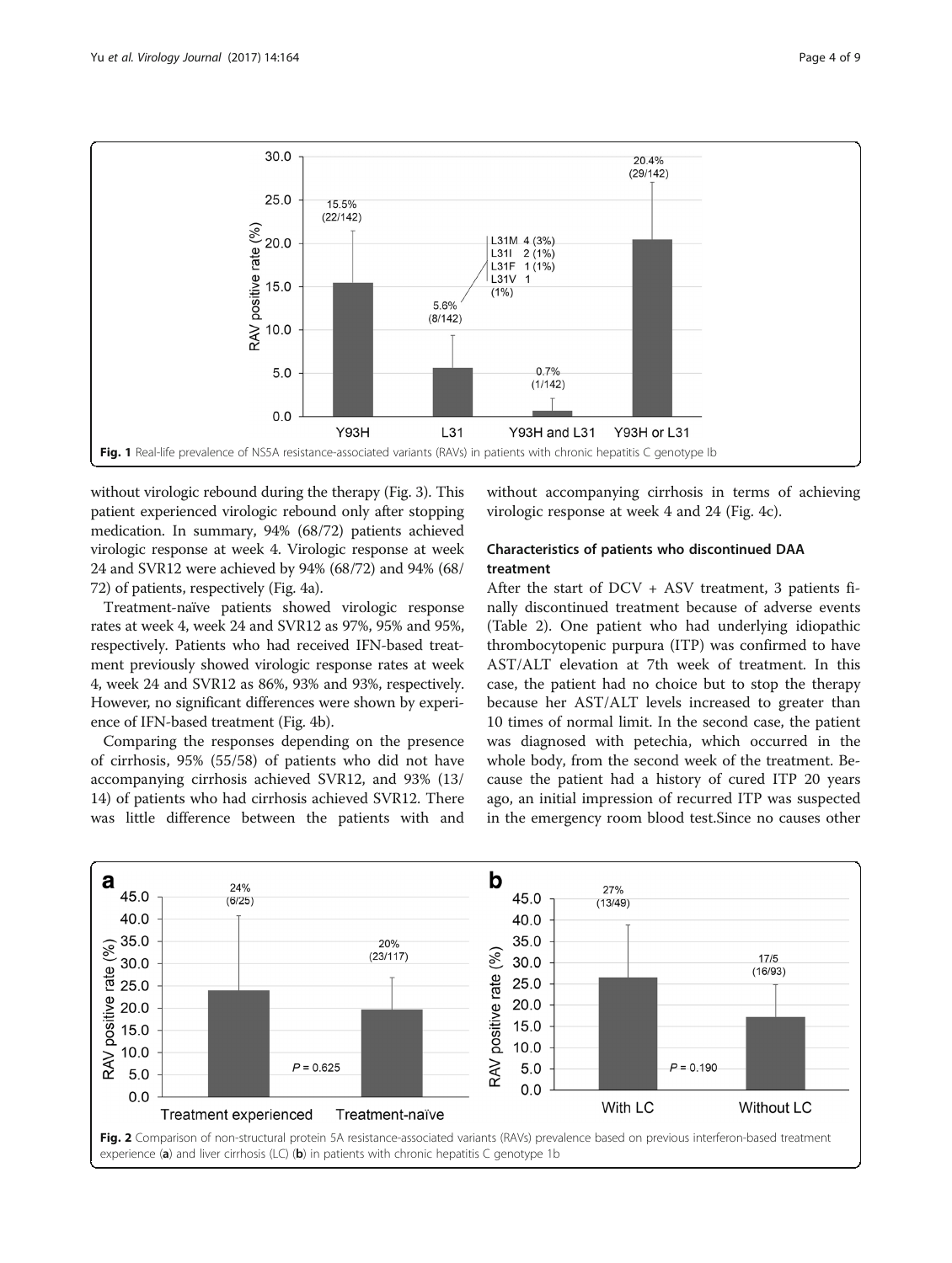Fig. 1 Real-life prevalence of NS5A resistance-associated variants (RAVs) in patients with chronic hepatitis C genotype Ib

without virologic rebound during the therapy (Fig. 3). This patient experienced virologic rebound only after stopping medication. In summary, 94% (68/72) patients achieved virologic response at week 4. Virologic response at week 24 and SVR12 were achieved by 94% (68/72) and 94% (68/72) of patients, respectively (Fig. 4a).

Treatment-naïve patients showed virologic response rates at week 4, week 24 and SVR12 as 97%, 95% and 95%, respectively. Patients who had received IFN-based treatment previously showed virologic response rates at week 4, week 24 and SVR12 as 86%, 93% and 93%, respectively. However, no significant differences were shown by experience of IFN-based treatment (Fig. 4b).

Comparing the responses depending on the presence of cirrhosis, 95% (55/58) of patients who did not have accompanying cirrhosis achieved SVR12, and 93% (13/14) of patients who had cirrhosis achieved SVR12. There was little difference between the patients with and without accompanying cirrhosis in terms of achieving virologic response at week 4 and 24 (Fig. 4c).

### Characteristics of patients who discontinued DAA treatment

After the start of DCV + ASV treatment, 3 patients finally discontinued treatment because of adverse events (Table 2). One patient who had underlying idiopathic thrombocytopenic purpura (ITP) was confirmed to have AST/ALT elevation at 7th week of treatment. In this case, the patient had no choice but to stop the therapy because her AST/ALT levels increased to greater than 10 times of normal limit. In the second case, the patient was diagnosed with petechia, which occurred in the whole body, from the second week of the treatment. Because the patient had a history of cured ITP 20 years ago, an initial impression of recurred ITP was suspected in the emergency room blood test.Since no causes other

Fig. 2 Comparison of non-structural protein 5A resistance-associated variants (RAVs) prevalence based on previous interferon-based treatment experience (**a**) and liver cirrhosis (LC) (**b**) in patients with chronic hepatitis C genotype 1b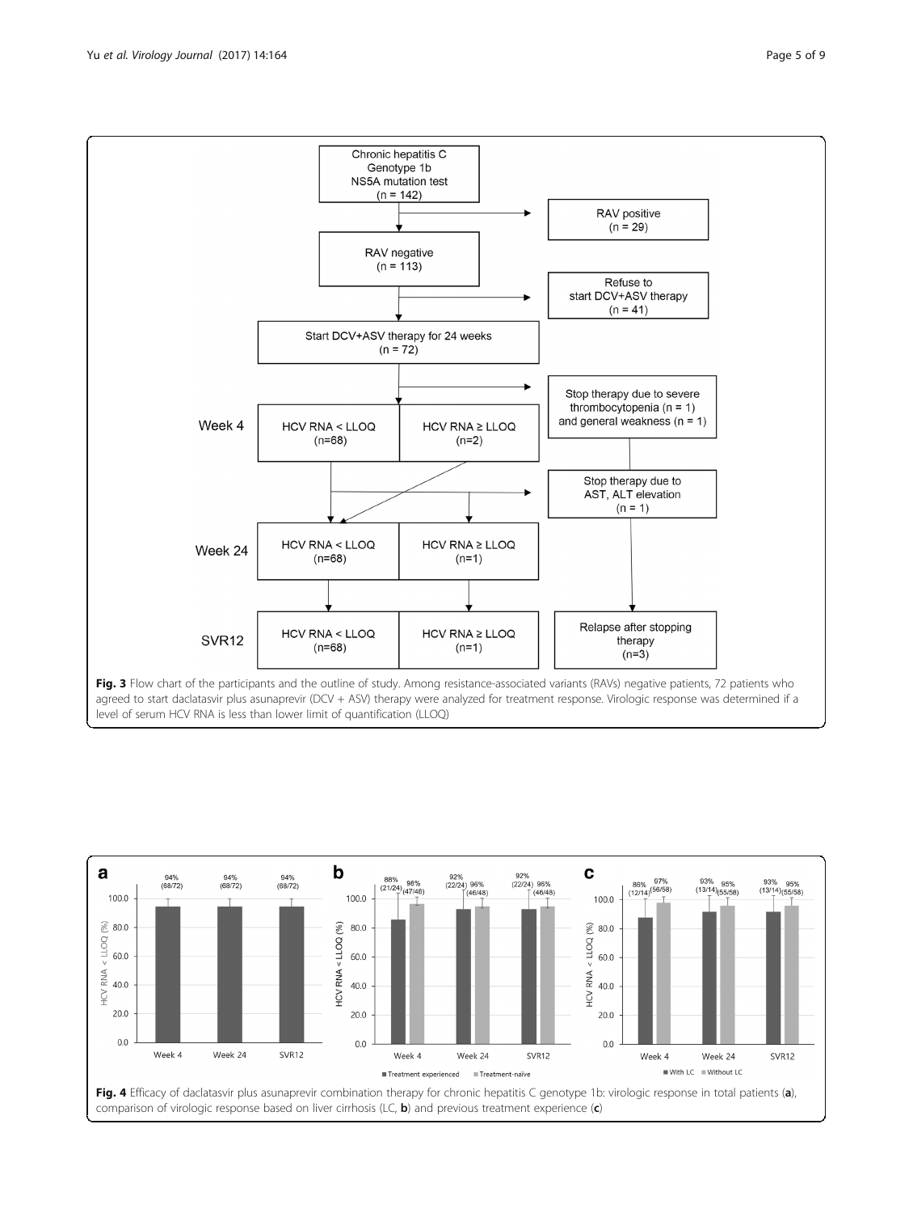Fig. 3 Flow chart of the participants and the outline of study. Among resistance-associated variants (RAVs) negative patients, 72 patients who agreed to start daclatasvir plus asunaprevir (DCV + ASV) therapy were analyzed for treatment response. Virologic response was determined if a level of serum HCV RNA is less than lower limit of quantification (LLOQ)

Fig. 4 Efficacy of daclatasvir plus asunaprevir combination therapy for chronic hepatitis C genotype 1b: virologic response in total patients (**a**), comparison of virologic response based on liver cirrhosis (LC, **b**) and previous treatment experience (**c**)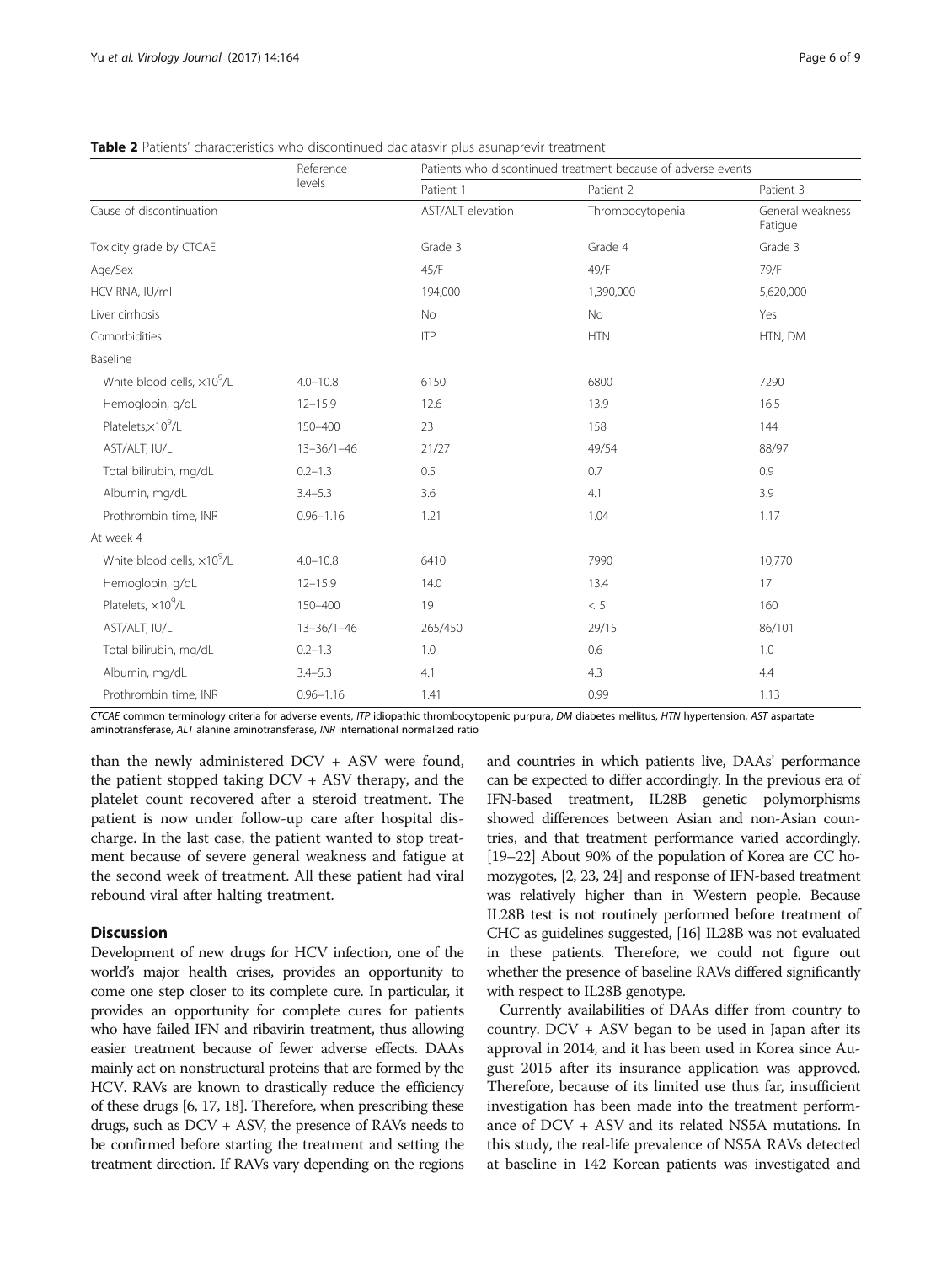**Table 2** Patients' characteristics who discontinued daclatasvir plus asunaprevir treatment

| | Reference levels | Patients who discontinued treatment because of adverse events | | |
|---|---|---|---|---|
| | | Patient 1 | Patient 2 | Patient 3 |
| Cause of discontinuation | | AST/ALT elevation | Thrombocytopenia | General weakness Fatigue |
| Toxicity grade by CTCAE | | Grade 3 | Grade 4 | Grade 3 |
| Age/Sex | | 45/F | 49/F | 79/F |
| HCV RNA, IU/ml | | 194,000 | 1,390,000 | 5,620,000 |
| Liver cirrhosis | | No | No | Yes |
| Comorbidities | | ITP | HTN | HTN, DM |
| Baseline | | | | |
| White blood cells, $\times 10^9$/L | 4.0–10.8 | 6150 | 6800 | 7290 |
| Hemoglobin, g/dL | 12–15.9 | 12.6 | 13.9 | 16.5 |
| Platelets, $\times 10^9$/L | 150–400 | 23 | 158 | 144 |
| AST/ALT, IU/L | 13–36/1–46 | 21/27 | 49/54 | 88/97 |
| Total bilirubin, mg/dL | 0.2–1.3 | 0.5 | 0.7 | 0.9 |
| Albumin, mg/dL | 3.4–5.3 | 3.6 | 4.1 | 3.9 |
| Prothrombin time, INR | 0.96–1.16 | 1.21 | 1.04 | 1.17 |
| At week 4 | | | | |
| White blood cells, $\times 10^9$/L | 4.0–10.8 | 6410 | 7990 | 10,770 |
| Hemoglobin, g/dL | 12–15.9 | 14.0 | 13.4 | 17 |
| Platelets, $\times 10^9$/L | 150–400 | 19 | < 5 | 160 |
| AST/ALT, IU/L | 13–36/1–46 | 265/450 | 29/15 | 86/101 |
| Total bilirubin, mg/dL | 0.2–1.3 | 1.0 | 0.6 | 1.0 |
| Albumin, mg/dL | 3.4–5.3 | 4.1 | 4.3 | 4.4 |
| Prothrombin time, INR | 0.96–1.16 | 1.41 | 0.99 | 1.13 |

*CTCAE* common terminology criteria for adverse events, *ITP* idiopathic thrombocytopenic purpura, *DM* diabetes mellitus, *HTN* hypertension, *AST* aspartate aminotransferase, *ALT* alanine aminotransferase, *INR* international normalized ratio

than the newly administered DCV + ASV were found, the patient stopped taking DCV + ASV therapy, and the platelet count recovered after a steroid treatment. The patient is now under follow-up care after hospital discharge. In the last case, the patient wanted to stop treatment because of severe general weakness and fatigue at the second week of treatment. All these patient had viral rebound viral after halting treatment.

## Discussion

Development of new drugs for HCV infection, one of the world's major health crises, provides an opportunity to come one step closer to its complete cure. In particular, it provides an opportunity for complete cures for patients who have failed IFN and ribavirin treatment, thus allowing easier treatment because of fewer adverse effects. DAAs mainly act on nonstructural proteins that are formed by the HCV. RAVs are known to drastically reduce the efficiency of these drugs [6, 17, 18]. Therefore, when prescribing these drugs, such as DCV + ASV, the presence of RAVs needs to be confirmed before starting the treatment and setting the treatment direction. If RAVs vary depending on the regions and countries in which patients live, DAAs' performance can be expected to differ accordingly. In the previous era of IFN-based treatment, IL28B genetic polymorphisms showed differences between Asian and non-Asian countries, and that treatment performance varied accordingly. [19–22] About 90% of the population of Korea are CC homozygotes, [2, 23, 24] and response of IFN-based treatment was relatively higher than in Western people. Because IL28B test is not routinely performed before treatment of CHC as guidelines suggested, [16] IL28B was not evaluated in these patients. Therefore, we could not figure out whether the presence of baseline RAVs differed significantly with respect to IL28B genotype.

Currently availabilities of DAAs differ from country to country. DCV + ASV began to be used in Japan after its approval in 2014, and it has been used in Korea since August 2015 after its insurance application was approved. Therefore, because of its limited use thus far, insufficient investigation has been made into the treatment performance of DCV + ASV and its related NS5A mutations. In this study, the real-life prevalence of NS5A RAVs detected at baseline in 142 Korean patients was investigated and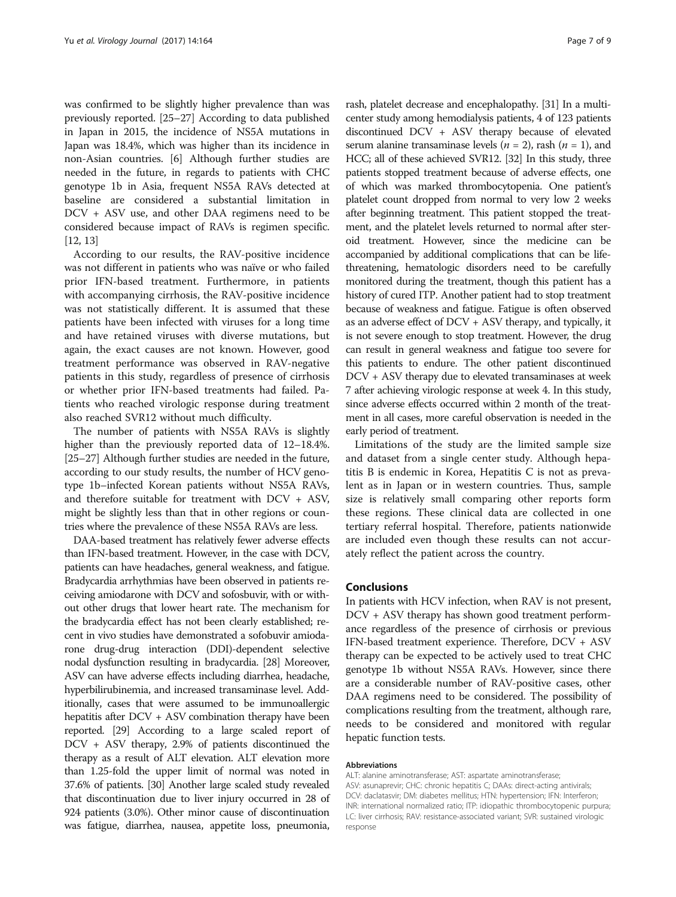was confirmed to be slightly higher prevalence than was previously reported. [25–27] According to data published in Japan in 2015, the incidence of NS5A mutations in Japan was 18.4%, which was higher than its incidence in non-Asian countries. [6] Although further studies are needed in the future, in regards to patients with CHC genotype 1b in Asia, frequent NS5A RAVs detected at baseline are considered a substantial limitation in DCV + ASV use, and other DAA regimens need to be considered because impact of RAVs is regimen specific. [12, 13]

According to our results, the RAV-positive incidence was not different in patients who was naïve or who failed prior IFN-based treatment. Furthermore, in patients with accompanying cirrhosis, the RAV-positive incidence was not statistically different. It is assumed that these patients have been infected with viruses for a long time and have retained viruses with diverse mutations, but again, the exact causes are not known. However, good treatment performance was observed in RAV-negative patients in this study, regardless of presence of cirrhosis or whether prior IFN-based treatments had failed. Patients who reached virologic response during treatment also reached SVR12 without much difficulty.

The number of patients with NS5A RAVs is slightly higher than the previously reported data of 12–18.4%. [25–27] Although further studies are needed in the future, according to our study results, the number of HCV genotype 1b–infected Korean patients without NS5A RAVs, and therefore suitable for treatment with DCV + ASV, might be slightly less than that in other regions or countries where the prevalence of these NS5A RAVs are less.

DAA-based treatment has relatively fewer adverse effects than IFN-based treatment. However, in the case with DCV, patients can have headaches, general weakness, and fatigue. Bradycardia arrhythmias have been observed in patients receiving amiodarone with DCV and sofosbuvir, with or without other drugs that lower heart rate. The mechanism for the bradycardia effect has not been clearly established; recent in vivo studies have demonstrated a sofobuvir amiodarone drug-drug interaction (DDI)-dependent selective nodal dysfunction resulting in bradycardia. [28] Moreover, ASV can have adverse effects including diarrhea, headache, hyperbilirubinemia, and increased transaminase level. Additionally, cases that were assumed to be immunoallergic hepatitis after DCV + ASV combination therapy have been reported. [29] According to a large scaled report of DCV + ASV therapy, 2.9% of patients discontinued the therapy as a result of ALT elevation. ALT elevation more than 1.25-fold the upper limit of normal was noted in 37.6% of patients. [30] Another large scaled study revealed that discontinuation due to liver injury occurred in 28 of 924 patients (3.0%). Other minor cause of discontinuation was fatigue, diarrhea, nausea, appetite loss, pneumonia, rash, platelet decrease and encephalopathy. [31] In a multicenter study among hemodialysis patients, 4 of 123 patients discontinued DCV + ASV therapy because of elevated serum alanine transaminase levels ($n$ = 2), rash ($n$ = 1), and HCC; all of these achieved SVR12. [32] In this study, three patients stopped treatment because of adverse effects, one of which was marked thrombocytopenia. One patient's platelet count dropped from normal to very low 2 weeks after beginning treatment. This patient stopped the treatment, and the platelet levels returned to normal after steroid treatment. However, since the medicine can be accompanied by additional complications that can be life-threatening, hematologic disorders need to be carefully monitored during the treatment, though this patient has a history of cured ITP. Another patient had to stop treatment because of weakness and fatigue. Fatigue is often observed as an adverse effect of DCV + ASV therapy, and typically, it is not severe enough to stop treatment. However, the drug can result in general weakness and fatigue too severe for this patients to endure. The other patient discontinued DCV + ASV therapy due to elevated transaminases at week 7 after achieving virologic response at week 4. In this study, since adverse effects occurred within 2 month of the treatment in all cases, more careful observation is needed in the early period of treatment.

Limitations of the study are the limited sample size and dataset from a single center study. Although hepatitis B is endemic in Korea, Hepatitis C is not as prevalent as in Japan or in western countries. Thus, sample size is relatively small comparing other reports form these regions. These clinical data are collected in one tertiary referral hospital. Therefore, patients nationwide are included even though these results can not accurately reflect the patient across the country.

## Conclusions

In patients with HCV infection, when RAV is not present, DCV + ASV therapy has shown good treatment performance regardless of the presence of cirrhosis or previous IFN-based treatment experience. Therefore, DCV + ASV therapy can be expected to be actively used to treat CHC genotype 1b without NS5A RAVs. However, since there are a considerable number of RAV-positive cases, other DAA regimens need to be considered. The possibility of complications resulting from the treatment, although rare, needs to be considered and monitored with regular hepatic function tests.

#### Abbreviations

ALT: alanine aminotransferase; AST: aspartate aminotransferase; ASV: asunaprevir; CHC: chronic hepatitis C; DAAs: direct-acting antivirals; DCV: daclatasvir; DM: diabetes mellitus; HTN: hypertension; IFN: Interferon; INR: international normalized ratio; ITP: idiopathic thrombocytopenic purpura; LC: liver cirrhosis; RAV: resistance-associated variant; SVR: sustained virologic response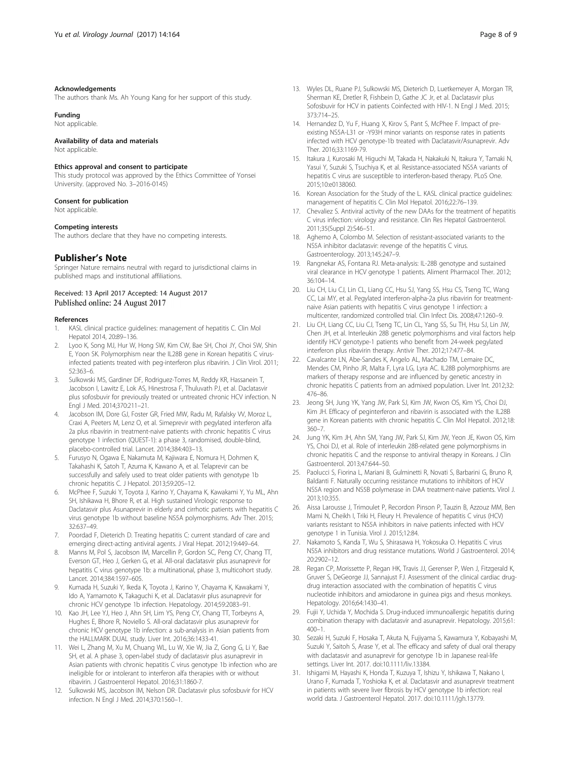#### Acknowledgements
The authors thank Ms. Ah Young Kang for her support of this study.

#### Funding
Not applicable.

#### Availability of data and materials
Not applicable.

#### Ethics approval and consent to participate
This study protocol was approved by the Ethics Committee of Yonsei University. (approved No. 3–2016-0145)

#### Consent for publication
Not applicable.

#### Competing interests
The authors declare that they have no competing interests.

## Publisher's Note
Springer Nature remains neutral with regard to jurisdictional claims in published maps and institutional affiliations.

Received: 13 April 2017 Accepted: 14 August 2017
Published online: 24 August 2017

#### References
1. KASL clinical practice guidelines: management of hepatitis C. Clin Mol Hepatol 2014, 20:89–136.
2. Lyoo K, Song MJ, Hur W, Hong SW, Kim CW, Bae SH, Choi JY, Choi SW, Shin E, Yoon SK. Polymorphism near the IL28B gene in Korean hepatitis C virus-infected patients treated with peg-interferon plus ribavirin. J Clin Virol. 2011; 52:363–6.
3. Sulkowski MS, Gardiner DF, Rodriguez-Torres M, Reddy KR, Hassanein T, Jacobson I, Lawitz E, Lok AS, Hinestrosa F, Thuluvath PJ, et al. Daclatasvir plus sofosbuvir for previously treated or untreated chronic HCV infection. N Engl J Med. 2014;370:211–21.
4. Jacobson IM, Dore GJ, Foster GR, Fried MW, Radu M, Rafalsky VV, Moroz L, Craxi A, Peeters M, Lenz O, et al. Simeprevir with pegylated interferon alfa 2a plus ribavirin in treatment-naive patients with chronic hepatitis C virus genotype 1 infection (QUEST-1): a phase 3, randomised, double-blind, placebo-controlled trial. Lancet. 2014;384:403–13.
5. Furusyo N, Ogawa E, Nakamuta M, Kajiwara E, Nomura H, Dohmen K, Takahashi K, Satoh T, Azuma K, Kawano A, et al. Telaprevir can be successfully and safely used to treat older patients with genotype 1b chronic hepatitis C. J Hepatol. 2013;59:205–12.
6. McPhee F, Suzuki Y, Toyota J, Karino Y, Chayama K, Kawakami Y, Yu ML, Ahn SH, Ishikawa H, Bhore R, et al. High sustained Virologic response to Daclatasvir plus Asunaprevir in elderly and cirrhotic patients with hepatitis C virus genotype 1b without baseline NS5A polymorphisms. Adv Ther. 2015; 32:637–49.
7. Poordad F, Dieterich D. Treating hepatitis C: current standard of care and emerging direct-acting antiviral agents. J Viral Hepat. 2012;19:449–64.
8. Manns M, Pol S, Jacobson IM, Marcellin P, Gordon SC, Peng CY, Chang TT, Everson GT, Heo J, Gerken G, et al. All-oral daclatasvir plus asunaprevir for hepatitis C virus genotype 1b: a multinational, phase 3, multicohort study. Lancet. 2014;384:1597–605.
9. Kumada H, Suzuki Y, Ikeda K, Toyota J, Karino Y, Chayama K, Kawakami Y, Ido A, Yamamoto K, Takaguchi K, et al. Daclatasvir plus asunaprevir for chronic HCV genotype 1b infection. Hepatology. 2014;59:2083–91.
10. Kao JH, Lee YJ, Heo J, Ahn SH, Lim YS, Peng CY, Chang TT, Torbeyns A, Hughes E, Bhore R, Noviello S. All-oral daclatasvir plus asunaprevir for chronic HCV genotype 1b infection: a sub-analysis in Asian patients from the HALLMARK DUAL study. Liver Int. 2016;36:1433-41.
11. Wei L, Zhang M, Xu M, Chuang WL, Lu W, Xie W, Jia Z, Gong G, Li Y, Bae SH, et al. A phase 3, open-label study of daclatasvir plus asunaprevir in Asian patients with chronic hepatitis C virus genotype 1b infection who are ineligible for or intolerant to interferon alfa therapies with or without ribavirin. J Gastroenterol Hepatol. 2016;31:1860-7.
12. Sulkowski MS, Jacobson IM, Nelson DR. Daclatasvir plus sofosbuvir for HCV infection. N Engl J Med. 2014;370:1560–1.
13. Wyles DL, Ruane PJ, Sulkowski MS, Dieterich D, Luetkemeyer A, Morgan TR, Sherman KE, Dretler R, Fishbein D, Gathe JC Jr, et al. Daclatasvir plus Sofosbuvir for HCV in patients Coinfected with HIV-1. N Engl J Med. 2015; 373:714–25.
14. Hernandez D, Yu F, Huang X, Kirov S, Pant S, McPhee F. Impact of pre-existing NS5A-L31 or -Y93H minor variants on response rates in patients infected with HCV genotype-1b treated with Daclatasvir/Asunaprevir. Adv Ther. 2016;33:1169-79.
15. Itakura J, Kurosaki M, Higuchi M, Takada H, Nakakuki N, Itakura Y, Tamaki N, Yasui Y, Suzuki S, Tsuchiya K, et al. Resistance-associated NS5A variants of hepatitis C virus are susceptible to interferon-based therapy. PLoS One. 2015;10:e0138060.
16. Korean Association for the Study of the L. KASL clinical practice guidelines: management of hepatitis C. Clin Mol Hepatol. 2016;22:76–139.
17. Chevaliez S. Antiviral activity of the new DAAs for the treatment of hepatitis C virus infection: virology and resistance. Clin Res Hepatol Gastroenterol. 2011;35(Suppl 2):S46–51.
18. Aghemo A, Colombo M. Selection of resistant-associated variants to the NS5A inhibitor daclatasvir: revenge of the hepatitis C virus. Gastroenterology. 2013;145:247–9.
19. Rangnekar AS, Fontana RJ. Meta-analysis: IL-28B genotype and sustained viral clearance in HCV genotype 1 patients. Aliment Pharmacol Ther. 2012; 36:104–14.
20. Liu CH, Liu CJ, Lin CL, Liang CC, Hsu SJ, Yang SS, Hsu CS, Tseng TC, Wang CC, Lai MY, et al. Pegylated interferon-alpha-2a plus ribavirin for treatment-naive Asian patients with hepatitis C virus genotype 1 infection: a multicenter, randomized controlled trial. Clin Infect Dis. 2008;47:1260–9.
21. Liu CH, Liang CC, Liu CJ, Tseng TC, Lin CL, Yang SS, Su TH, Hsu SJ, Lin JW, Chen JH, et al. Interleukin 28B genetic polymorphisms and viral factors help identify HCV genotype-1 patients who benefit from 24-week pegylated interferon plus ribavirin therapy. Antivir Ther. 2012;17:477–84.
22. Cavalcante LN, Abe-Sandes K, Angelo AL, Machado TM, Lemaire DC, Mendes CM, Pinho JR, Malta F, Lyra LG, Lyra AC. IL28B polymorphisms are markers of therapy response and are influenced by genetic ancestry in chronic hepatitis C patients from an admixed population. Liver Int. 2012;32: 476–86.
23. Jeong SH, Jung YK, Yang JW, Park SJ, Kim JW, Kwon OS, Kim YS, Choi DJ, Kim JH. Efficacy of peginterferon and ribavirin is associated with the IL28B gene in Korean patients with chronic hepatitis C. Clin Mol Hepatol. 2012;18: 360–7.
24. Jung YK, Kim JH, Ahn SM, Yang JW, Park SJ, Kim JW, Yeon JE, Kwon OS, Kim YS, Choi DJ, et al. Role of interleukin 28B-related gene polymorphisms in chronic hepatitis C and the response to antiviral therapy in Koreans. J Clin Gastroenterol. 2013;47:644–50.
25. Paolucci S, Fiorina L, Mariani B, Gulminetti R, Novati S, Barbarini G, Bruno R, Baldanti F. Naturally occurring resistance mutations to inhibitors of HCV NS5A region and NS5B polymerase in DAA treatment-naive patients. Virol J. 2013;10:355.
26. Aissa Larousse J, Trimoulet P, Recordon Pinson P, Tauzin B, Azzouz MM, Ben Mami N, Cheikh I, Triki H, Fleury H. Prevalence of hepatitis C virus (HCV) variants resistant to NS5A inhibitors in naive patients infected with HCV genotype 1 in Tunisia. Virol J. 2015;12:84.
27. Nakamoto S, Kanda T, Wu S, Shirasawa H, Yokosuka O. Hepatitis C virus NS5A inhibitors and drug resistance mutations. World J Gastroenterol. 2014; 20:2902–12.
28. Regan CP, Morissette P, Regan HK, Travis JJ, Gerenser P, Wen J, Fitzgerald K, Gruver S, DeGeorge JJ, Sannajust FJ. Assessment of the clinical cardiac drug-drug interaction associated with the combination of hepatitis C virus nucleotide inhibitors and amiodarone in guinea pigs and rhesus monkeys. Hepatology. 2016;64:1430–41.
29. Fujii Y, Uchida Y, Mochida S. Drug-induced immunoallergic hepatitis during combination therapy with daclatasvir and asunaprevir. Hepatology. 2015;61: 400–1.
30. Sezaki H, Suzuki F, Hosaka T, Akuta N, Fujiyama S, Kawamura Y, Kobayashi M, Suzuki Y, Saitoh S, Arase Y, et al. The efficacy and safety of dual oral therapy with daclatasvir and asunaprevir for genotype 1b in Japanese real-life settings. Liver Int. 2017. doi:10.1111/liv.13384.
31. Ishigami M, Hayashi K, Honda T, Kuzuya T, Ishizu Y, Ishikawa T, Nakano I, Urano F, Kumada T, Yoshioka K, et al. Daclatasvir and asunaprevir treatment in patients with severe liver fibrosis by HCV genotype 1b infection: real world data. J Gastroenterol Hepatol. 2017. doi:10.1111/jgh.13779.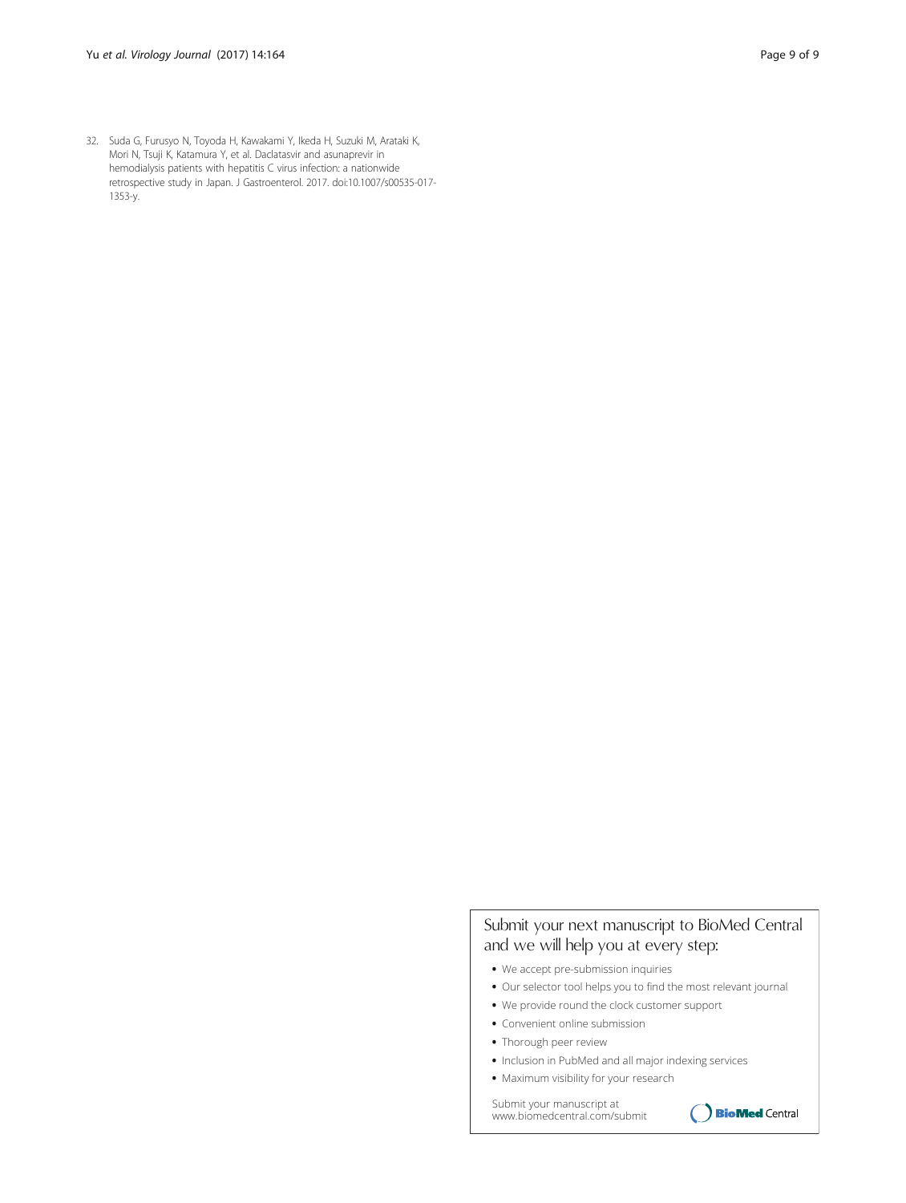32. Suda G, Furusyo N, Toyoda H, Kawakami Y, Ikeda H, Suzuki M, Arataki K, Mori N, Tsuji K, Katamura Y, et al. Daclatasvir and asunaprevir in hemodialysis patients with hepatitis C virus infection: a nationwide retrospective study in Japan. J Gastroenterol. 2017. doi:10.1007/s00535-017-1353-y.

Submit your next manuscript to BioMed Central and we will help you at every step:

- We accept pre-submission inquiries
- Our selector tool helps you to find the most relevant journal
- We provide round the clock customer support
- Convenient online submission
- Thorough peer review
- Inclusion in PubMed and all major indexing services
- Maximum visibility for your research

Submit your manuscript at www.biomedcentral.com/submit

BioMed Central